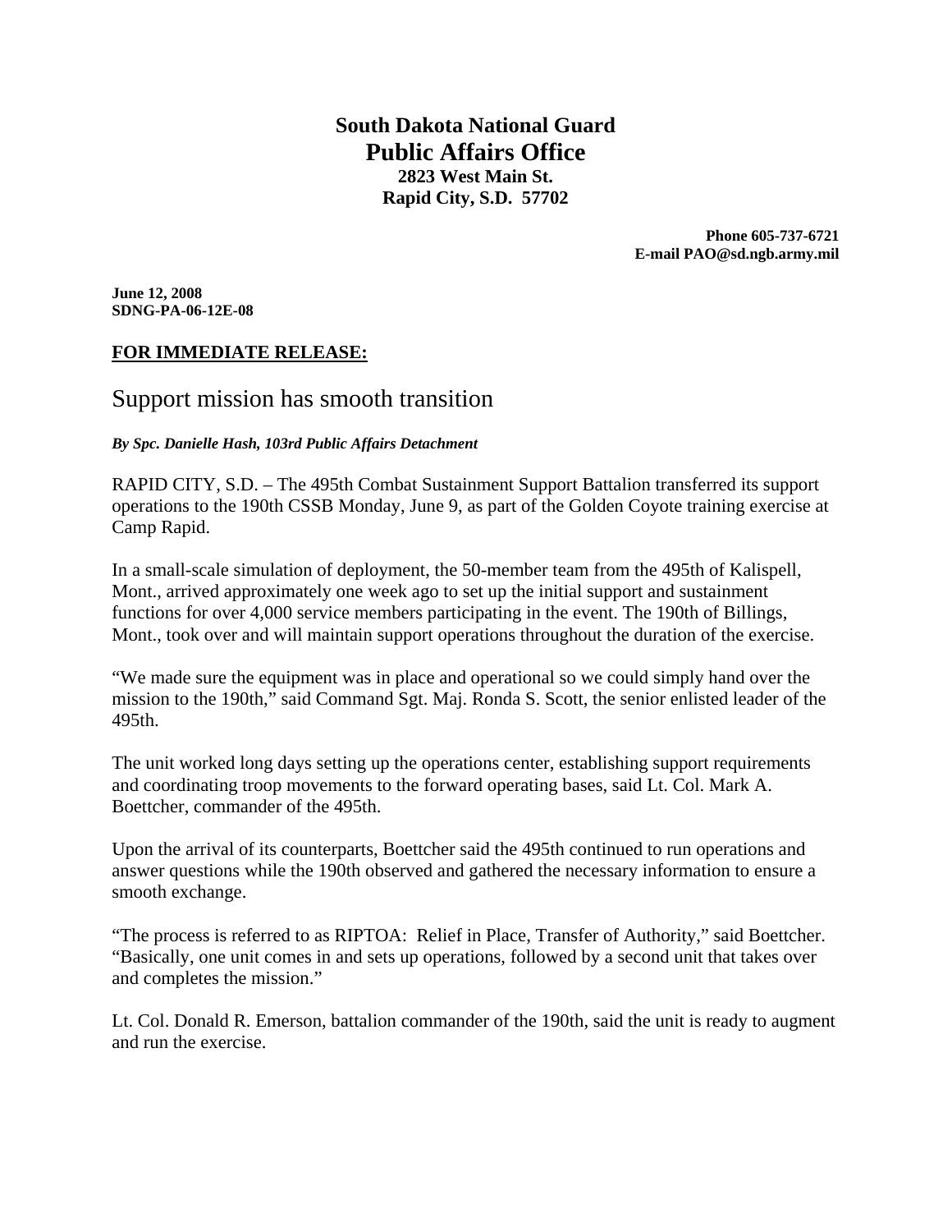**South Dakota National Guard**
# Public Affairs Office
**2823 West Main St.**
**Rapid City, S.D. 57702**

**Phone 605-737-6721**
**E-mail PAO@sd.ngb.army.mil**

**June 12, 2008**
**SDNG-PA-06-12E-08**

**FOR IMMEDIATE RELEASE:**

## Support mission has smooth transition

***By Spc. Danielle Hash, 103rd Public Affairs Detachment***

RAPID CITY, S.D. – The 495th Combat Sustainment Support Battalion transferred its support operations to the 190th CSSB Monday, June 9, as part of the Golden Coyote training exercise at Camp Rapid.

In a small-scale simulation of deployment, the 50-member team from the 495th of Kalispell, Mont., arrived approximately one week ago to set up the initial support and sustainment functions for over 4,000 service members participating in the event. The 190th of Billings, Mont., took over and will maintain support operations throughout the duration of the exercise.

"We made sure the equipment was in place and operational so we could simply hand over the mission to the 190th," said Command Sgt. Maj. Ronda S. Scott, the senior enlisted leader of the 495th.

The unit worked long days setting up the operations center, establishing support requirements and coordinating troop movements to the forward operating bases, said Lt. Col. Mark A. Boettcher, commander of the 495th.

Upon the arrival of its counterparts, Boettcher said the 495th continued to run operations and answer questions while the 190th observed and gathered the necessary information to ensure a smooth exchange.

"The process is referred to as RIPTOA: Relief in Place, Transfer of Authority," said Boettcher. "Basically, one unit comes in and sets up operations, followed by a second unit that takes over and completes the mission."

Lt. Col. Donald R. Emerson, battalion commander of the 190th, said the unit is ready to augment and run the exercise.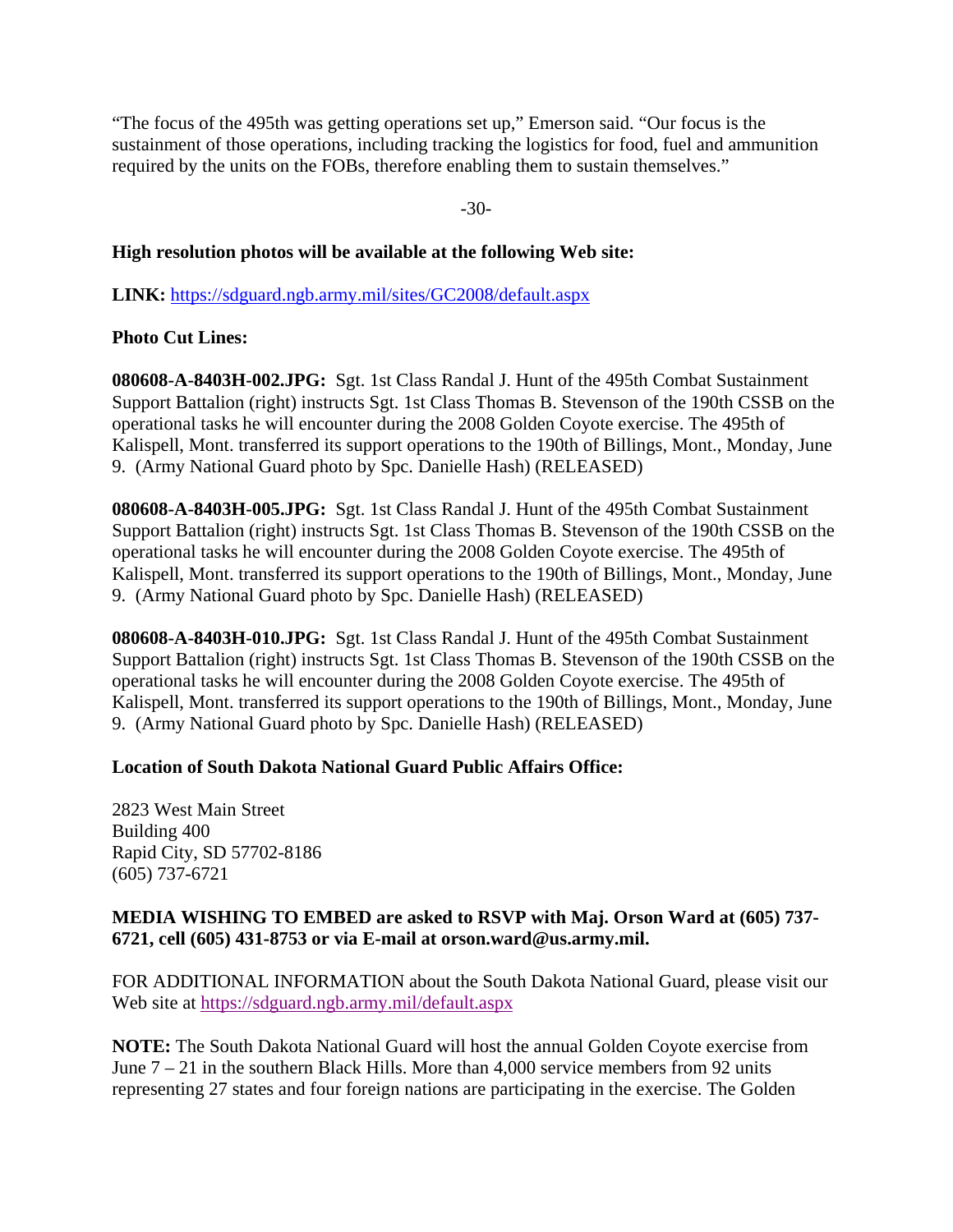"The focus of the 495th was getting operations set up," Emerson said. "Our focus is the sustainment of those operations, including tracking the logistics for food, fuel and ammunition required by the units on the FOBs, therefore enabling them to sustain themselves."

-30-

**High resolution photos will be available at the following Web site:**

**LINK:** https://sdguard.ngb.army.mil/sites/GC2008/default.aspx

**Photo Cut Lines:**

**080608-A-8403H-002.JPG:** Sgt. 1st Class Randal J. Hunt of the 495th Combat Sustainment Support Battalion (right) instructs Sgt. 1st Class Thomas B. Stevenson of the 190th CSSB on the operational tasks he will encounter during the 2008 Golden Coyote exercise. The 495th of Kalispell, Mont. transferred its support operations to the 190th of Billings, Mont., Monday, June 9. (Army National Guard photo by Spc. Danielle Hash) (RELEASED)

**080608-A-8403H-005.JPG:** Sgt. 1st Class Randal J. Hunt of the 495th Combat Sustainment Support Battalion (right) instructs Sgt. 1st Class Thomas B. Stevenson of the 190th CSSB on the operational tasks he will encounter during the 2008 Golden Coyote exercise. The 495th of Kalispell, Mont. transferred its support operations to the 190th of Billings, Mont., Monday, June 9. (Army National Guard photo by Spc. Danielle Hash) (RELEASED)

**080608-A-8403H-010.JPG:** Sgt. 1st Class Randal J. Hunt of the 495th Combat Sustainment Support Battalion (right) instructs Sgt. 1st Class Thomas B. Stevenson of the 190th CSSB on the operational tasks he will encounter during the 2008 Golden Coyote exercise. The 495th of Kalispell, Mont. transferred its support operations to the 190th of Billings, Mont., Monday, June 9. (Army National Guard photo by Spc. Danielle Hash) (RELEASED)

**Location of South Dakota National Guard Public Affairs Office:**

2823 West Main Street
Building 400
Rapid City, SD 57702-8186
(605) 737-6721

**MEDIA WISHING TO EMBED are asked to RSVP with Maj. Orson Ward at (605) 737-6721, cell (605) 431-8753 or via E-mail at orson.ward@us.army.mil.**

FOR ADDITIONAL INFORMATION about the South Dakota National Guard, please visit our Web site at https://sdguard.ngb.army.mil/default.aspx

**NOTE:** The South Dakota National Guard will host the annual Golden Coyote exercise from June 7 – 21 in the southern Black Hills. More than 4,000 service members from 92 units representing 27 states and four foreign nations are participating in the exercise. The Golden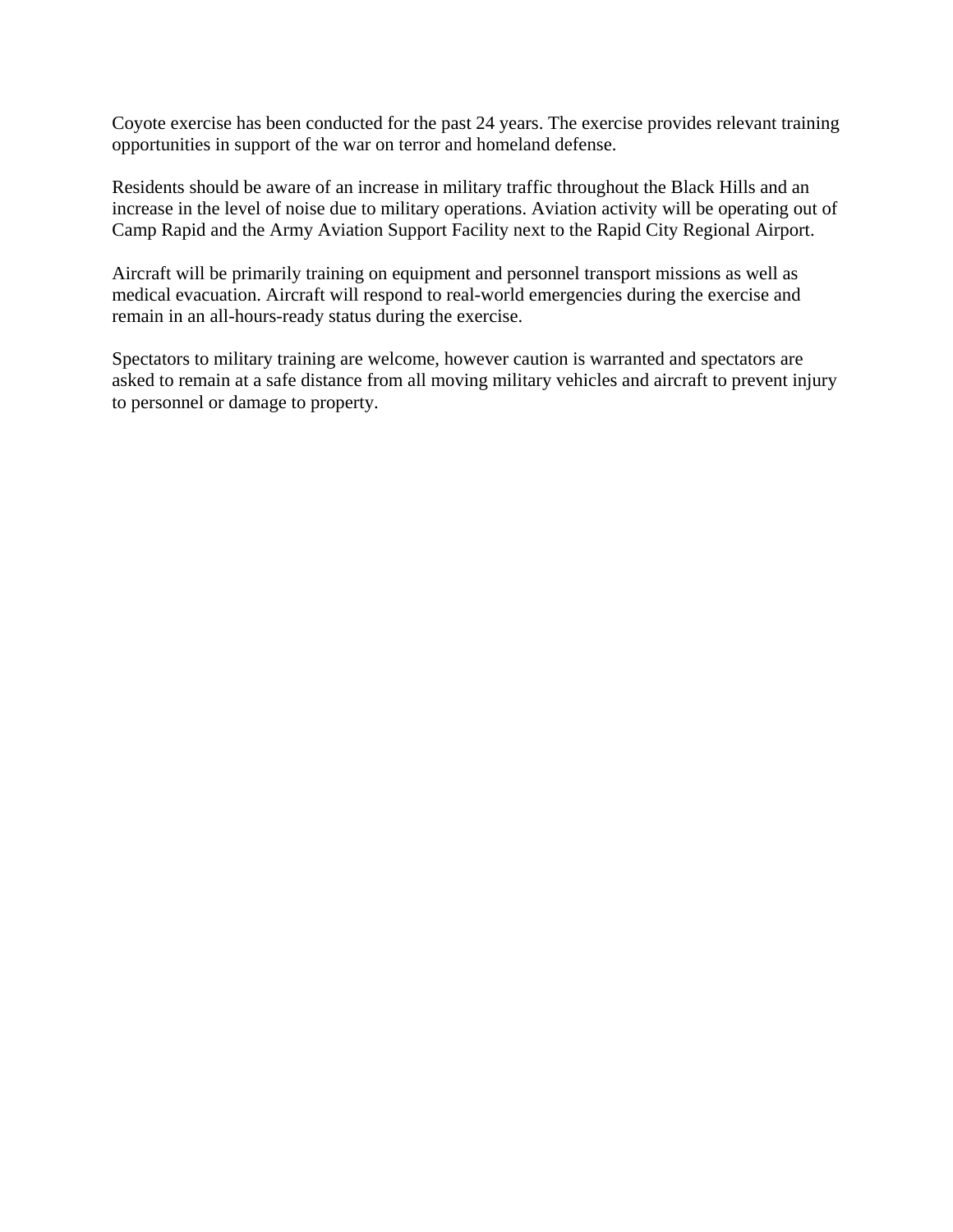Coyote exercise has been conducted for the past 24 years. The exercise provides relevant training opportunities in support of the war on terror and homeland defense.

Residents should be aware of an increase in military traffic throughout the Black Hills and an increase in the level of noise due to military operations. Aviation activity will be operating out of Camp Rapid and the Army Aviation Support Facility next to the Rapid City Regional Airport.

Aircraft will be primarily training on equipment and personnel transport missions as well as medical evacuation. Aircraft will respond to real-world emergencies during the exercise and remain in an all-hours-ready status during the exercise.

Spectators to military training are welcome, however caution is warranted and spectators are asked to remain at a safe distance from all moving military vehicles and aircraft to prevent injury to personnel or damage to property.